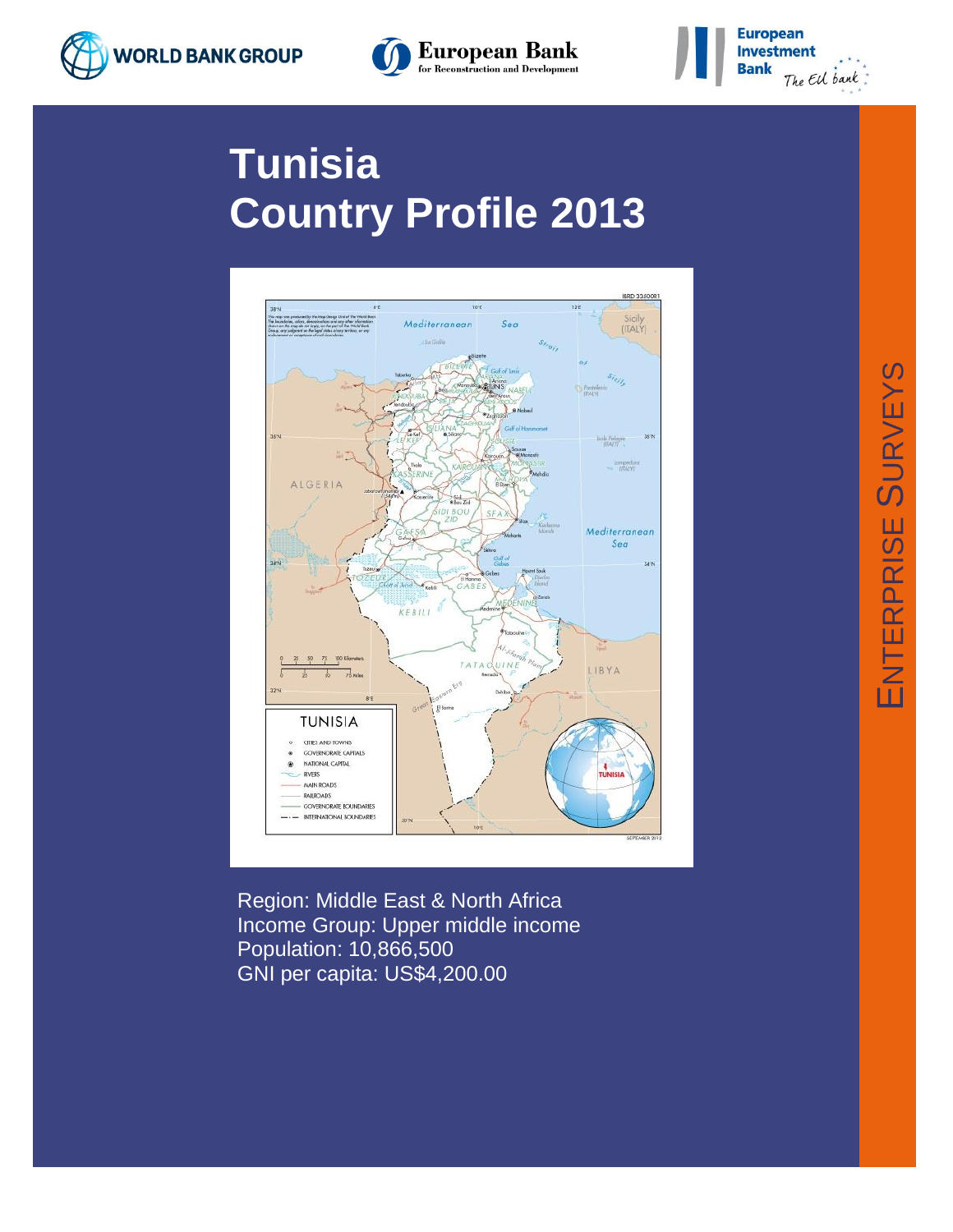WORLD BANK GROUP

European Bank for Reconstruction and Development

European Investment Bank — The EU bank

# Tunisia
# Country Profile 2013

Region: Middle East & North Africa
Income Group: Upper middle income
Population: 10,866,500
GNI per capita: US$4,200.00

ENTERPRISE SURVEYS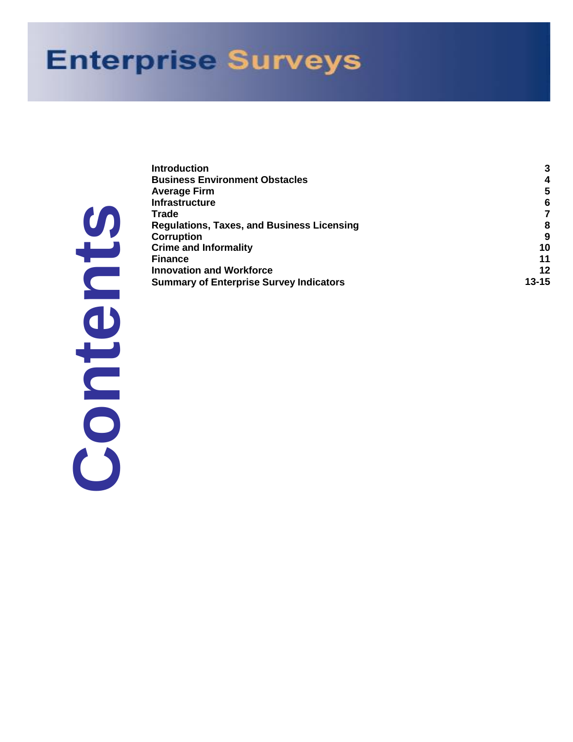# Enterprise Surveys

# Contents

| Section | Page |
|---|---|
| **Introduction** | **3** |
| **Business Environment Obstacles** | **4** |
| **Average Firm** | **5** |
| **Infrastructure** | **6** |
| **Trade** | **7** |
| **Regulations, Taxes, and Business Licensing** | **8** |
| **Corruption** | **9** |
| **Crime and Informality** | **10** |
| **Finance** | **11** |
| **Innovation and Workforce** | **12** |
| **Summary of Enterprise Survey Indicators** | **13-15** |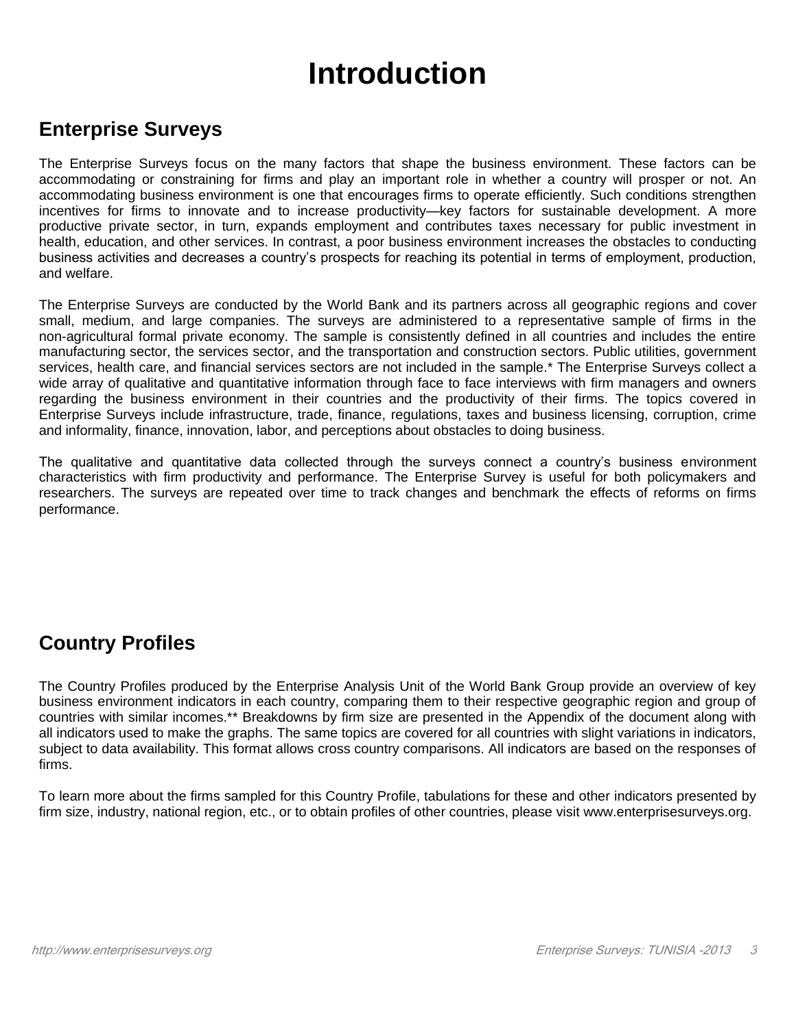# Introduction

## Enterprise Surveys

The Enterprise Surveys focus on the many factors that shape the business environment. These factors can be accommodating or constraining for firms and play an important role in whether a country will prosper or not. An accommodating business environment is one that encourages firms to operate efficiently. Such conditions strengthen incentives for firms to innovate and to increase productivity—key factors for sustainable development. A more productive private sector, in turn, expands employment and contributes taxes necessary for public investment in health, education, and other services. In contrast, a poor business environment increases the obstacles to conducting business activities and decreases a country's prospects for reaching its potential in terms of employment, production, and welfare.

The Enterprise Surveys are conducted by the World Bank and its partners across all geographic regions and cover small, medium, and large companies. The surveys are administered to a representative sample of firms in the non-agricultural formal private economy. The sample is consistently defined in all countries and includes the entire manufacturing sector, the services sector, and the transportation and construction sectors. Public utilities, government services, health care, and financial services sectors are not included in the sample.* The Enterprise Surveys collect a wide array of qualitative and quantitative information through face to face interviews with firm managers and owners regarding the business environment in their countries and the productivity of their firms. The topics covered in Enterprise Surveys include infrastructure, trade, finance, regulations, taxes and business licensing, corruption, crime and informality, finance, innovation, labor, and perceptions about obstacles to doing business.

The qualitative and quantitative data collected through the surveys connect a country's business environment characteristics with firm productivity and performance. The Enterprise Survey is useful for both policymakers and researchers. The surveys are repeated over time to track changes and benchmark the effects of reforms on firms performance.

## Country Profiles

The Country Profiles produced by the Enterprise Analysis Unit of the World Bank Group provide an overview of key business environment indicators in each country, comparing them to their respective geographic region and group of countries with similar incomes.** Breakdowns by firm size are presented in the Appendix of the document along with all indicators used to make the graphs. The same topics are covered for all countries with slight variations in indicators, subject to data availability. This format allows cross country comparisons. All indicators are based on the responses of firms.

To learn more about the firms sampled for this Country Profile, tabulations for these and other indicators presented by firm size, industry, national region, etc., or to obtain profiles of other countries, please visit www.enterprisesurveys.org.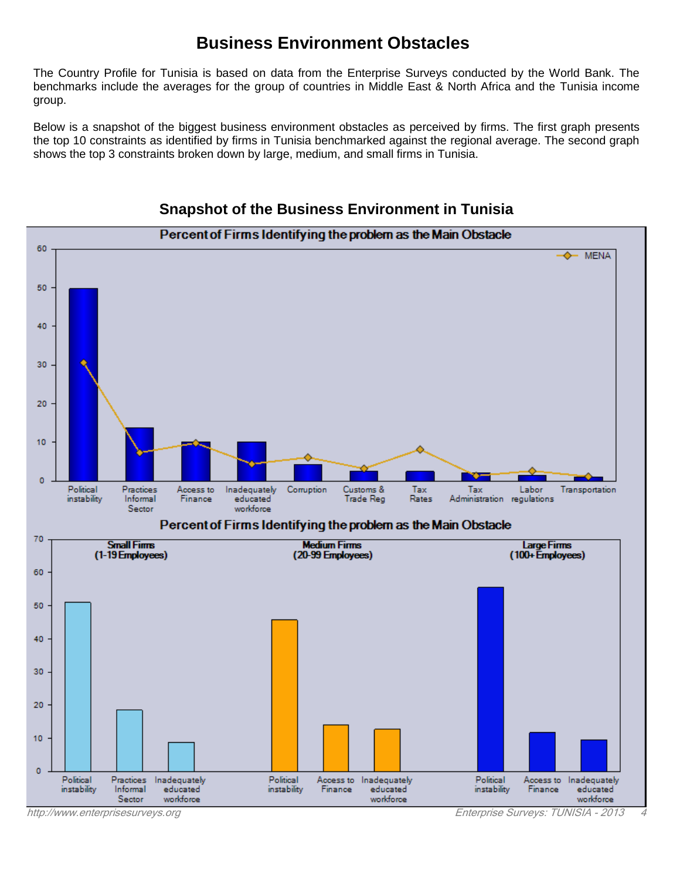# Business Environment Obstacles

The Country Profile for Tunisia is based on data from the Enterprise Surveys conducted by the World Bank. The benchmarks include the averages for the group of countries in Middle East & North Africa and the Tunisia income group.

Below is a snapshot of the biggest business environment obstacles as perceived by firms. The first graph presents the top 10 constraints as identified by firms in Tunisia benchmarked against the regional average. The second graph shows the top 3 constraints broken down by large, medium, and small firms in Tunisia.

## Snapshot of the Business Environment in Tunisia

**Percent of Firms Identifying the problem as the Main Obstacle**

Legend: MENA

Categories: Political instability, Practices Informal Sector, Access to Finance, Inadequately educated workforce, Corruption, Customs & Trade Reg, Tax Rates, Tax Administration, Labor regulations, Transportation

**Percent of Firms Identifying the problem as the Main Obstacle**

Small Firms (1-19 Employees): Political instability, Practices Informal Sector, Inadequately educated workforce

Medium Firms (20-99 Employees): Political instability, Access to Finance, Inadequately educated workforce

Large Firms (100+ Employees): Political instability, Access to Finance, Inadequately educated workforce

http://www.enterprisesurveys.org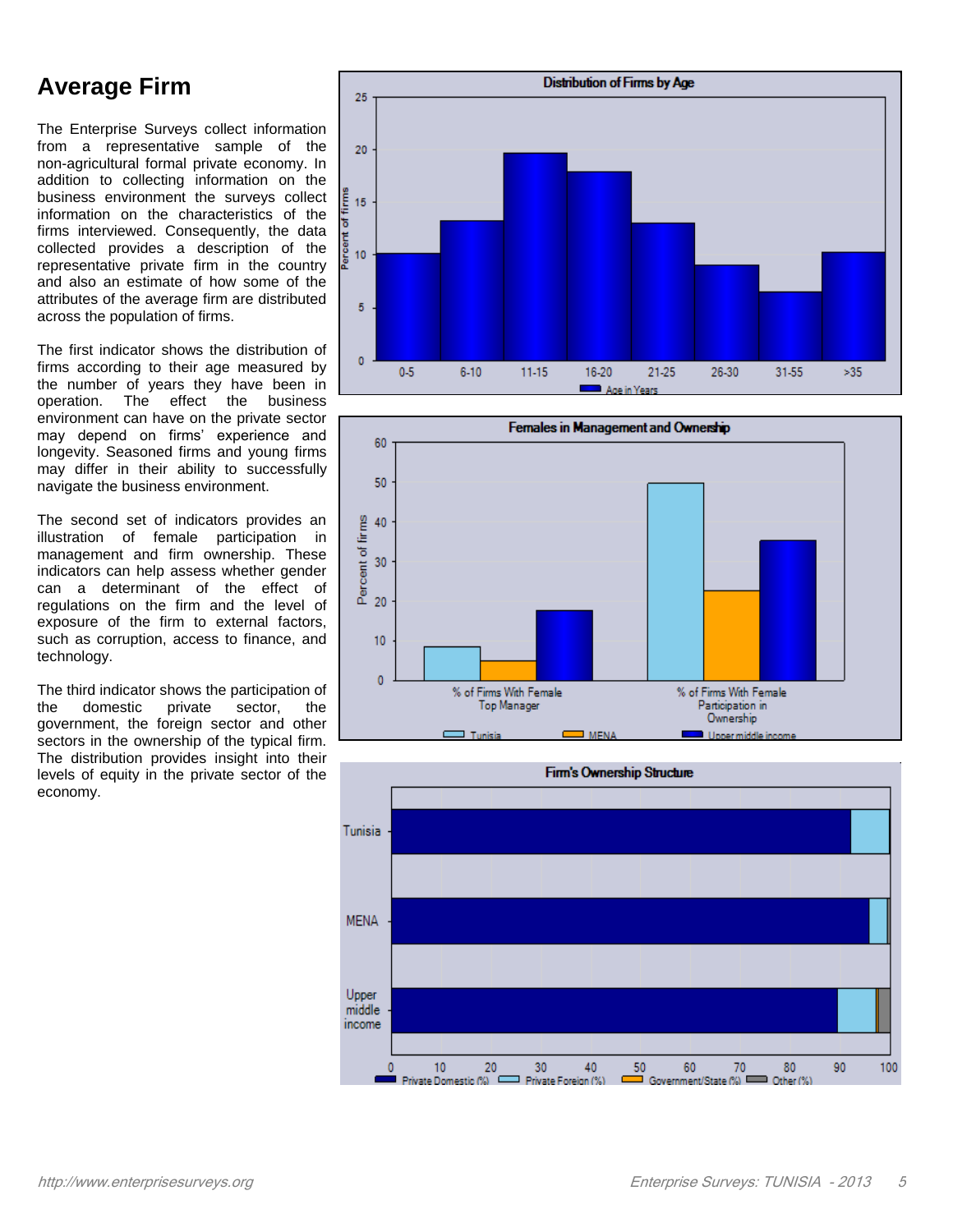# Average Firm

The Enterprise Surveys collect information from a representative sample of the non-agricultural formal private economy. In addition to collecting information on the business environment the surveys collect information on the characteristics of the firms interviewed. Consequently, the data collected provides a description of the representative private firm in the country and also an estimate of how some of the attributes of the average firm are distributed across the population of firms.

The first indicator shows the distribution of firms according to their age measured by the number of years they have been in operation. The effect the business environment can have on the private sector may depend on firms' experience and longevity. Seasoned firms and young firms may differ in their ability to successfully navigate the business environment.

The second set of indicators provides an illustration of female participation in management and firm ownership. These indicators can help assess whether gender can a determinant of the effect of regulations on the firm and the level of exposure of the firm to external factors, such as corruption, access to finance, and technology.

The third indicator shows the participation of the domestic private sector, the government, the foreign sector and other sectors in the ownership of the typical firm. The distribution provides insight into their levels of equity in the private sector of the economy.

**Distribution of Firms by Age**

**Females in Management and Ownership**

**Firm's Ownership Structure**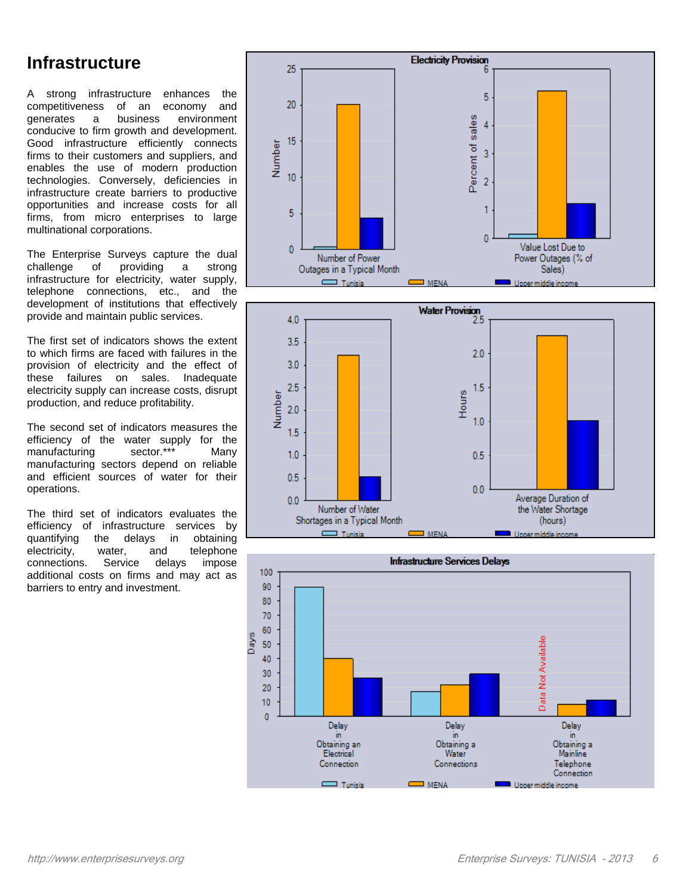# Infrastructure

A strong infrastructure enhances the competitiveness of an economy and generates a business environment conducive to firm growth and development. Good infrastructure efficiently connects firms to their customers and suppliers, and enables the use of modern production technologies. Conversely, deficiencies in infrastructure create barriers to productive opportunities and increase costs for all firms, from micro enterprises to large multinational corporations.

The Enterprise Surveys capture the dual challenge of providing a strong infrastructure for electricity, water supply, telephone connections, etc., and the development of institutions that effectively provide and maintain public services.

The first set of indicators shows the extent to which firms are faced with failures in the provision of electricity and the effect of these failures on sales. Inadequate electricity supply can increase costs, disrupt production, and reduce profitability.

The second set of indicators measures the efficiency of the water supply for the manufacturing sector.*** Many manufacturing sectors depend on reliable and efficient sources of water for their operations.

The third set of indicators evaluates the efficiency of infrastructure services by quantifying the delays in obtaining electricity, water, and telephone connections. Service delays impose additional costs on firms and may act as barriers to entry and investment.

**Electricity Provision**

| | Tunisia | MENA | Upper middle income |
|---|---|---|---|
| Number of Power Outages in a Typical Month (Number) | 0.3 | 20 | 4.3 |
| Value Lost Due to Power Outages (% of Sales) | 0.15 | 5.2 | 1.2 |

**Water Provision**

| | Tunisia | MENA | Upper middle income |
|---|---|---|---|
| Number of Water Shortages in a Typical Month (Number) | | 3.2 | 0.5 |
| Average Duration of the Water Shortage (hours) | | 2.25 | 1.0 |

**Infrastructure Services Delays** (Days)

| | Tunisia | MENA | Upper middle income |
|---|---|---|---|
| Delay in Obtaining an Electrical Connection | 89 | 40 | 26 |
| Delay in Obtaining a Water Connections | 17 | 22 | 29 |
| Delay in Obtaining a Mainline Telephone Connection | Data Not Available | 8 | 11 |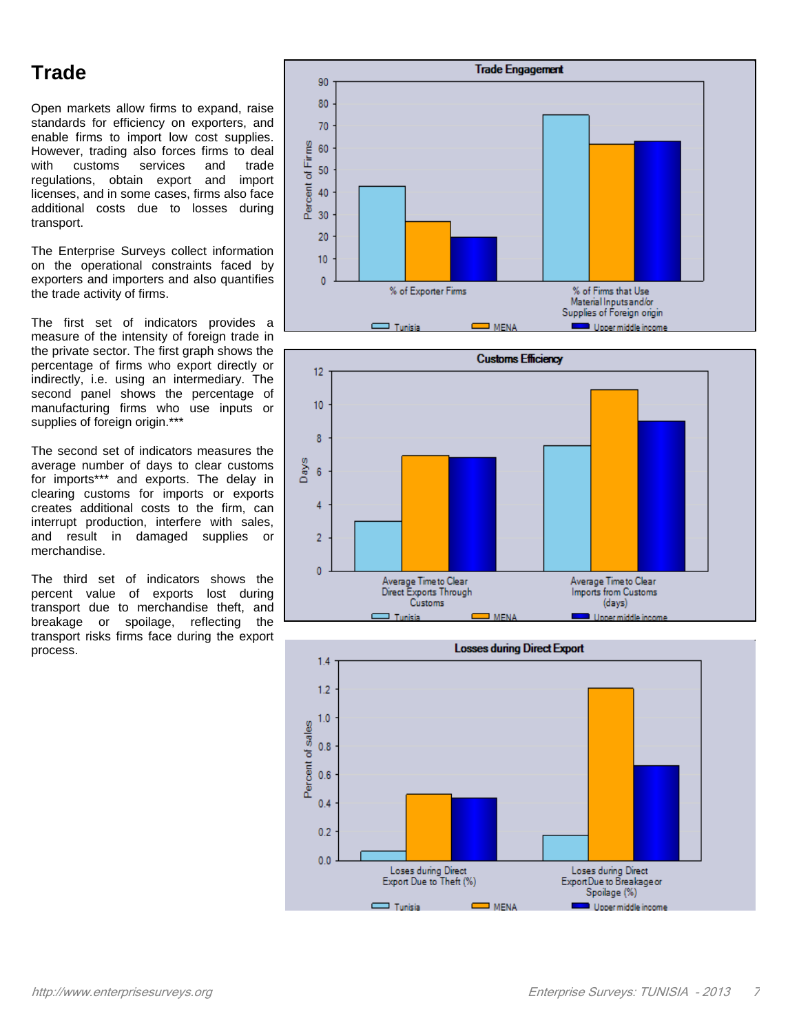# Trade

Open markets allow firms to expand, raise standards for efficiency on exporters, and enable firms to import low cost supplies. However, trading also forces firms to deal with customs services and trade regulations, obtain export and import licenses, and in some cases, firms also face additional costs due to losses during transport.

The Enterprise Surveys collect information on the operational constraints faced by exporters and importers and also quantifies the trade activity of firms.

The first set of indicators provides a measure of the intensity of foreign trade in the private sector. The first graph shows the percentage of firms who export directly or indirectly, i.e. using an intermediary. The second panel shows the percentage of manufacturing firms who use inputs or supplies of foreign origin.***

The second set of indicators measures the average number of days to clear customs for imports*** and exports. The delay in clearing customs for imports or exports creates additional costs to the firm, can interrupt production, interfere with sales, and result in damaged supplies or merchandise.

The third set of indicators shows the percent value of exports lost during transport due to merchandise theft, and breakage or spoilage, reflecting the transport risks firms face during the export process.

**Trade Engagement**

Percent of Firms (0–90)

- % of Exporter Firms
- % of Firms that Use Material Inputs and/or Supplies of Foreign origin

Legend: Tunisia, MENA, Upper middle income

**Customs Efficiency**

Days (0–12)

- Average Time to Clear Direct Exports Through Customs
- Average Time to Clear Imports from Customs (days)

Legend: Tunisia, MENA, Upper middle income

**Losses during Direct Export**

Percent of sales (0.0–1.4)

- Loses during Direct Export Due to Theft (%)
- Loses during Direct Export Due to Breakage or Spoilage (%)

Legend: Tunisia, MENA, Upper middle income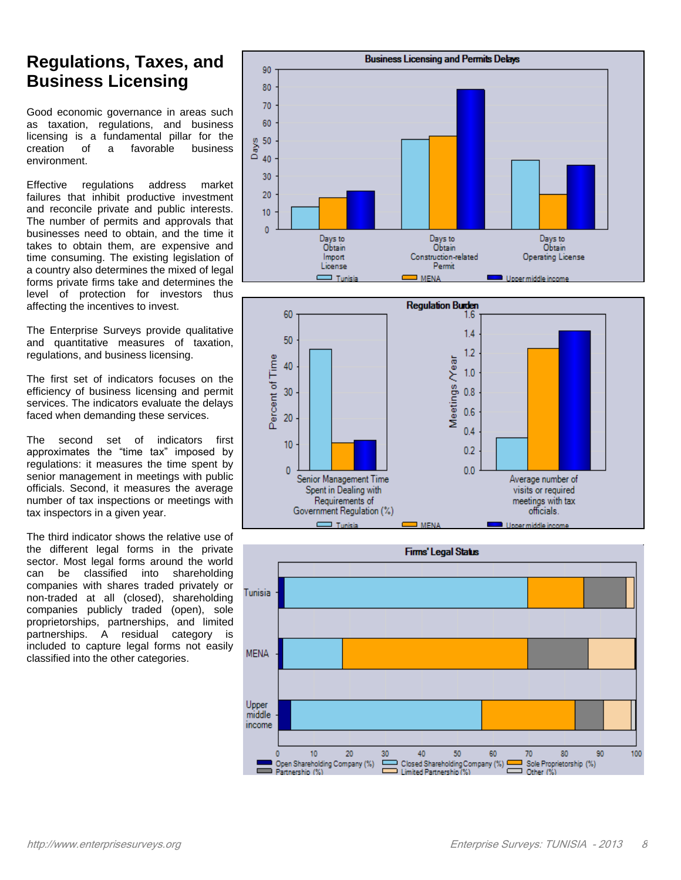# Regulations, Taxes, and Business Licensing

Good economic governance in areas such as taxation, regulations, and business licensing is a fundamental pillar for the creation of a favorable business environment.

Effective regulations address market failures that inhibit productive investment and reconcile private and public interests. The number of permits and approvals that businesses need to obtain, and the time it takes to obtain them, are expensive and time consuming. The existing legislation of a country also determines the mixed of legal forms private firms take and determines the level of protection for investors thus affecting the incentives to invest.

The Enterprise Surveys provide qualitative and quantitative measures of taxation, regulations, and business licensing.

The first set of indicators focuses on the efficiency of business licensing and permit services. The indicators evaluate the delays faced when demanding these services.

The second set of indicators first approximates the "time tax" imposed by regulations: it measures the time spent by senior management in meetings with public officials. Second, it measures the average number of tax inspections or meetings with tax inspectors in a given year.

The third indicator shows the relative use of the different legal forms in the private sector. Most legal forms around the world can be classified into shareholding companies with shares traded privately or non-traded at all (closed), shareholding companies publicly traded (open), sole proprietorships, partnerships, and limited partnerships. A residual category is included to capture legal forms not easily classified into the other categories.

**Business Licensing and Permits Delays**

Days: Days to Obtain Import License; Days to Obtain Construction-related Permit; Days to Obtain Operating License — Tunisia, MENA, Upper middle income

**Regulation Burden**

Percent of Time: Senior Management Time Spent in Dealing with Requirements of Government Regulation (%); Meetings /Year: Average number of visits or required meetings with tax officials. — Tunisia, MENA, Upper middle income

**Firms' Legal Status**

Tunisia, MENA, Upper middle income — Open Shareholding Company (%), Closed Shareholding Company (%), Sole Proprietorship (%), Partnership (%), Limited Partnership (%), Other (%)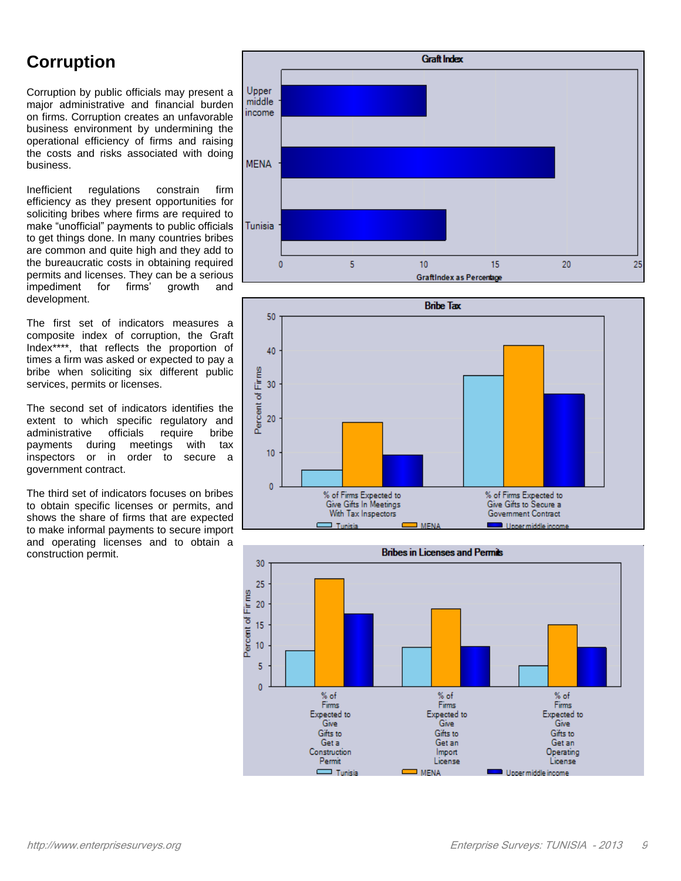# Corruption

Corruption by public officials may present a major administrative and financial burden on firms. Corruption creates an unfavorable business environment by undermining the operational efficiency of firms and raising the costs and risks associated with doing business.

Inefficient regulations constrain firm efficiency as they present opportunities for soliciting bribes where firms are required to make "unofficial" payments to public officials to get things done. In many countries bribes are common and quite high and they add to the bureaucratic costs in obtaining required permits and licenses. They can be a serious impediment for firms' growth and development.

The first set of indicators measures a composite index of corruption, the Graft Index****, that reflects the proportion of times a firm was asked or expected to pay a bribe when soliciting six different public services, permits or licenses.

The second set of indicators identifies the extent to which specific regulatory and administrative officials require bribe payments during meetings with tax inspectors or in order to secure a government contract.

The third set of indicators focuses on bribes to obtain specific licenses or permits, and shows the share of firms that are expected to make informal payments to secure import and operating licenses and to obtain a construction permit.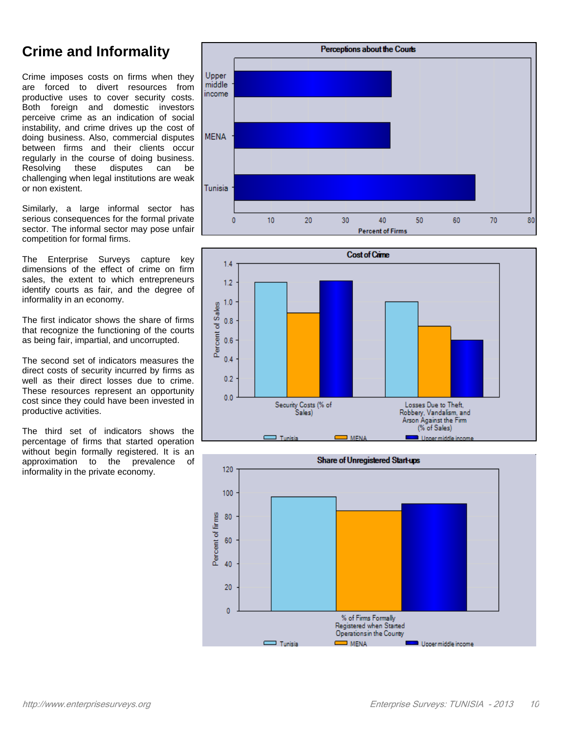# Crime and Informality

Crime imposes costs on firms when they are forced to divert resources from productive uses to cover security costs. Both foreign and domestic investors perceive crime as an indication of social instability, and crime drives up the cost of doing business. Also, commercial disputes between firms and their clients occur regularly in the course of doing business. Resolving these disputes can be challenging when legal institutions are weak or non existent.

Similarly, a large informal sector has serious consequences for the formal private sector. The informal sector may pose unfair competition for formal firms.

The Enterprise Surveys capture key dimensions of the effect of crime on firm sales, the extent to which entrepreneurs identify courts as fair, and the degree of informality in an economy.

The first indicator shows the share of firms that recognize the functioning of the courts as being fair, impartial, and uncorrupted.

The second set of indicators measures the direct costs of security incurred by firms as well as their direct losses due to crime. These resources represent an opportunity cost since they could have been invested in productive activities.

The third set of indicators shows the percentage of firms that started operation without begin formally registered. It is an approximation to the prevalence of informality in the private economy.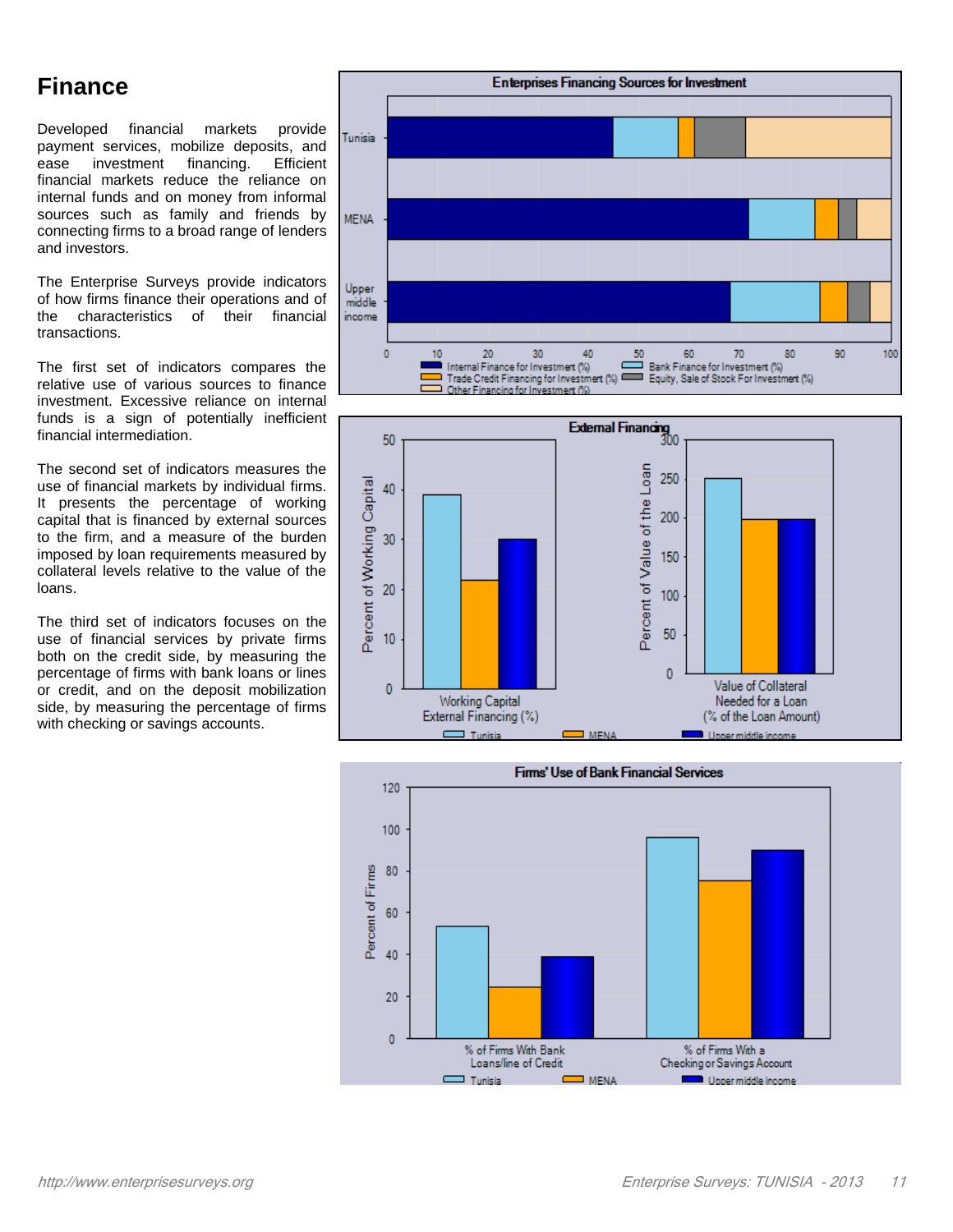# Finance

Developed financial markets provide payment services, mobilize deposits, and ease investment financing. Efficient financial markets reduce the reliance on internal funds and on money from informal sources such as family and friends by connecting firms to a broad range of lenders and investors.

The Enterprise Surveys provide indicators of how firms finance their operations and of the characteristics of their financial transactions.

The first set of indicators compares the relative use of various sources to finance investment. Excessive reliance on internal funds is a sign of potentially inefficient financial intermediation.

The second set of indicators measures the use of financial markets by individual firms. It presents the percentage of working capital that is financed by external sources to the firm, and a measure of the burden imposed by loan requirements measured by collateral levels relative to the value of the loans.

The third set of indicators focuses on the use of financial services by private firms both on the credit side, by measuring the percentage of firms with bank loans or lines or credit, and on the deposit mobilization side, by measuring the percentage of firms with checking or savings accounts.

**Enterprises Financing Sources for Investment**

Tunisia, MENA, Upper middle income — Internal Finance for Investment (%), Bank Finance for Investment (%), Trade Credit Financing for Investment (%), Equity, Sale of Stock For Investment (%), Other Financing for Investment (%)

**External Financing**

Working Capital External Financing (%); Value of Collateral Needed for a Loan (% of the Loan Amount) — Tunisia, MENA, Upper middle income

**Firms' Use of Bank Financial Services**

% of Firms With Bank Loans/line of Credit; % of Firms With a Checking or Savings Account — Tunisia, MENA, Upper middle income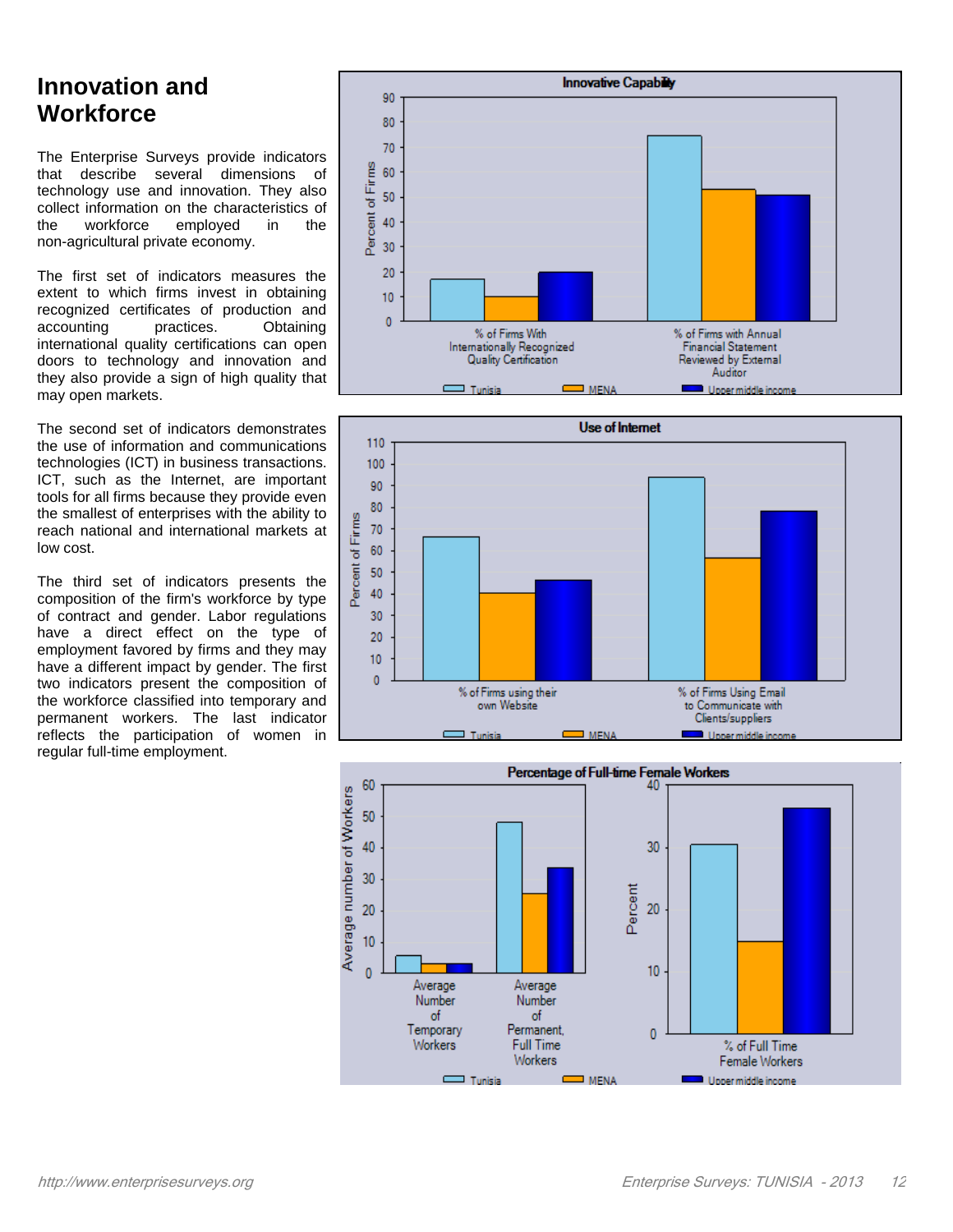# Innovation and Workforce

The Enterprise Surveys provide indicators that describe several dimensions of technology use and innovation. They also collect information on the characteristics of the workforce employed in the non-agricultural private economy.

The first set of indicators measures the extent to which firms invest in obtaining recognized certificates of production and accounting practices. Obtaining international quality certifications can open doors to technology and innovation and they also provide a sign of high quality that may open markets.

The second set of indicators demonstrates the use of information and communications technologies (ICT) in business transactions. ICT, such as the Internet, are important tools for all firms because they provide even the smallest of enterprises with the ability to reach national and international markets at low cost.

The third set of indicators presents the composition of the firm's workforce by type of contract and gender. Labor regulations have a direct effect on the type of employment favored by firms and they may have a different impact by gender. The first two indicators present the composition of the workforce classified into temporary and permanent workers. The last indicator reflects the participation of women in regular full-time employment.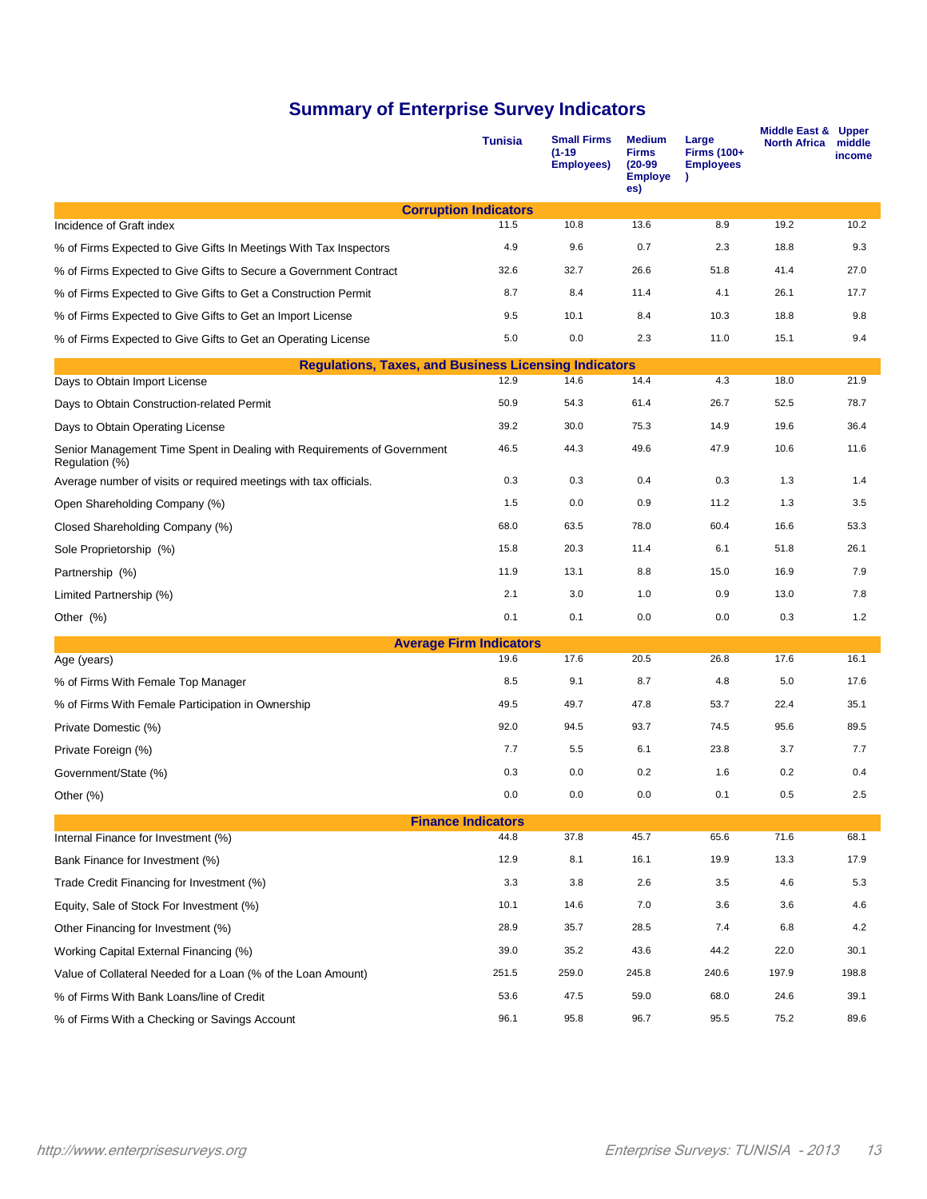# Summary of Enterprise Survey Indicators

| | Tunisia | Small Firms (1-19 Employees) | Medium Firms (20-99 Employees) | Large Firms (100+ Employees) | Middle East & North Africa | Upper middle income |
|---|---|---|---|---|---|---|
| **Corruption Indicators** | | | | | | |
| Incidence of Graft index | 11.5 | 10.8 | 13.6 | 8.9 | 19.2 | 10.2 |
| % of Firms Expected to Give Gifts In Meetings With Tax Inspectors | 4.9 | 9.6 | 0.7 | 2.3 | 18.8 | 9.3 |
| % of Firms Expected to Give Gifts to Secure a Government Contract | 32.6 | 32.7 | 26.6 | 51.8 | 41.4 | 27.0 |
| % of Firms Expected to Give Gifts to Get a Construction Permit | 8.7 | 8.4 | 11.4 | 4.1 | 26.1 | 17.7 |
| % of Firms Expected to Give Gifts to Get an Import License | 9.5 | 10.1 | 8.4 | 10.3 | 18.8 | 9.8 |
| % of Firms Expected to Give Gifts to Get an Operating License | 5.0 | 0.0 | 2.3 | 11.0 | 15.1 | 9.4 |
| **Regulations, Taxes, and Business Licensing Indicators** | | | | | | |
| Days to Obtain Import License | 12.9 | 14.6 | 14.4 | 4.3 | 18.0 | 21.9 |
| Days to Obtain Construction-related Permit | 50.9 | 54.3 | 61.4 | 26.7 | 52.5 | 78.7 |
| Days to Obtain Operating License | 39.2 | 30.0 | 75.3 | 14.9 | 19.6 | 36.4 |
| Senior Management Time Spent in Dealing with Requirements of Government Regulation (%) | 46.5 | 44.3 | 49.6 | 47.9 | 10.6 | 11.6 |
| Average number of visits or required meetings with tax officials. | 0.3 | 0.3 | 0.4 | 0.3 | 1.3 | 1.4 |
| Open Shareholding Company (%) | 1.5 | 0.0 | 0.9 | 11.2 | 1.3 | 3.5 |
| Closed Shareholding Company (%) | 68.0 | 63.5 | 78.0 | 60.4 | 16.6 | 53.3 |
| Sole Proprietorship (%) | 15.8 | 20.3 | 11.4 | 6.1 | 51.8 | 26.1 |
| Partnership (%) | 11.9 | 13.1 | 8.8 | 15.0 | 16.9 | 7.9 |
| Limited Partnership (%) | 2.1 | 3.0 | 1.0 | 0.9 | 13.0 | 7.8 |
| Other (%) | 0.1 | 0.1 | 0.0 | 0.0 | 0.3 | 1.2 |
| **Average Firm Indicators** | | | | | | |
| Age (years) | 19.6 | 17.6 | 20.5 | 26.8 | 17.6 | 16.1 |
| % of Firms With Female Top Manager | 8.5 | 9.1 | 8.7 | 4.8 | 5.0 | 17.6 |
| % of Firms With Female Participation in Ownership | 49.5 | 49.7 | 47.8 | 53.7 | 22.4 | 35.1 |
| Private Domestic (%) | 92.0 | 94.5 | 93.7 | 74.5 | 95.6 | 89.5 |
| Private Foreign (%) | 7.7 | 5.5 | 6.1 | 23.8 | 3.7 | 7.7 |
| Government/State (%) | 0.3 | 0.0 | 0.2 | 1.6 | 0.2 | 0.4 |
| Other (%) | 0.0 | 0.0 | 0.0 | 0.1 | 0.5 | 2.5 |
| **Finance Indicators** | | | | | | |
| Internal Finance for Investment (%) | 44.8 | 37.8 | 45.7 | 65.6 | 71.6 | 68.1 |
| Bank Finance for Investment (%) | 12.9 | 8.1 | 16.1 | 19.9 | 13.3 | 17.9 |
| Trade Credit Financing for Investment (%) | 3.3 | 3.8 | 2.6 | 3.5 | 4.6 | 5.3 |
| Equity, Sale of Stock For Investment (%) | 10.1 | 14.6 | 7.0 | 3.6 | 3.6 | 4.6 |
| Other Financing for Investment (%) | 28.9 | 35.7 | 28.5 | 7.4 | 6.8 | 4.2 |
| Working Capital External Financing (%) | 39.0 | 35.2 | 43.6 | 44.2 | 22.0 | 30.1 |
| Value of Collateral Needed for a Loan (% of the Loan Amount) | 251.5 | 259.0 | 245.8 | 240.6 | 197.9 | 198.8 |
| % of Firms With Bank Loans/line of Credit | 53.6 | 47.5 | 59.0 | 68.0 | 24.6 | 39.1 |
| % of Firms With a Checking or Savings Account | 96.1 | 95.8 | 96.7 | 95.5 | 75.2 | 89.6 |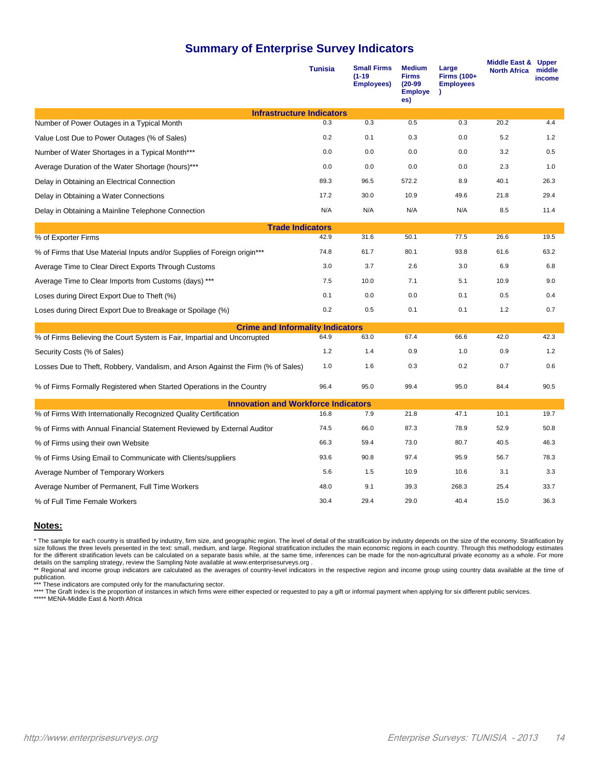# Summary of Enterprise Survey Indicators

| | Tunisia | Small Firms (1-19 Employees) | Medium Firms (20-99 Employees) | Large Firms (100+ Employees) | Middle East & North Africa | Upper middle income |
|---|---|---|---|---|---|---|
| **Infrastructure Indicators** | | | | | | |
| Number of Power Outages in a Typical Month | 0.3 | 0.3 | 0.5 | 0.3 | 20.2 | 4.4 |
| Value Lost Due to Power Outages (% of Sales) | 0.2 | 0.1 | 0.3 | 0.0 | 5.2 | 1.2 |
| Number of Water Shortages in a Typical Month*** | 0.0 | 0.0 | 0.0 | 0.0 | 3.2 | 0.5 |
| Average Duration of the Water Shortage (hours)*** | 0.0 | 0.0 | 0.0 | 0.0 | 2.3 | 1.0 |
| Delay in Obtaining an Electrical Connection | 89.3 | 96.5 | 572.2 | 8.9 | 40.1 | 26.3 |
| Delay in Obtaining a Water Connections | 17.2 | 30.0 | 10.9 | 49.6 | 21.8 | 29.4 |
| Delay in Obtaining a Mainline Telephone Connection | N/A | N/A | N/A | N/A | 8.5 | 11.4 |
| **Trade Indicators** | | | | | | |
| % of Exporter Firms | 42.9 | 31.6 | 50.1 | 77.5 | 26.6 | 19.5 |
| % of Firms that Use Material Inputs and/or Supplies of Foreign origin*** | 74.8 | 61.7 | 80.1 | 93.8 | 61.6 | 63.2 |
| Average Time to Clear Direct Exports Through Customs | 3.0 | 3.7 | 2.6 | 3.0 | 6.9 | 6.8 |
| Average Time to Clear Imports from Customs (days) *** | 7.5 | 10.0 | 7.1 | 5.1 | 10.9 | 9.0 |
| Loses during Direct Export Due to Theft (%) | 0.1 | 0.0 | 0.0 | 0.1 | 0.5 | 0.4 |
| Loses during Direct Export Due to Breakage or Spoilage (%) | 0.2 | 0.5 | 0.1 | 0.1 | 1.2 | 0.7 |
| **Crime and Informality Indicators** | | | | | | |
| % of Firms Believing the Court System is Fair, Impartial and Uncorrupted | 64.9 | 63.0 | 67.4 | 66.6 | 42.0 | 42.3 |
| Security Costs (% of Sales) | 1.2 | 1.4 | 0.9 | 1.0 | 0.9 | 1.2 |
| Losses Due to Theft, Robbery, Vandalism, and Arson Against the Firm (% of Sales) | 1.0 | 1.6 | 0.3 | 0.2 | 0.7 | 0.6 |
| % of Firms Formally Registered when Started Operations in the Country | 96.4 | 95.0 | 99.4 | 95.0 | 84.4 | 90.5 |
| **Innovation and Workforce Indicators** | | | | | | |
| % of Firms With Internationally Recognized Quality Certification | 16.8 | 7.9 | 21.8 | 47.1 | 10.1 | 19.7 |
| % of Firms with Annual Financial Statement Reviewed by External Auditor | 74.5 | 66.0 | 87.3 | 78.9 | 52.9 | 50.8 |
| % of Firms using their own Website | 66.3 | 59.4 | 73.0 | 80.7 | 40.5 | 46.3 |
| % of Firms Using Email to Communicate with Clients/suppliers | 93.6 | 90.8 | 97.4 | 95.9 | 56.7 | 78.3 |
| Average Number of Temporary Workers | 5.6 | 1.5 | 10.9 | 10.6 | 3.1 | 3.3 |
| Average Number of Permanent, Full Time Workers | 48.0 | 9.1 | 39.3 | 268.3 | 25.4 | 33.7 |
| % of Full Time Female Workers | 30.4 | 29.4 | 29.0 | 40.4 | 15.0 | 36.3 |

**Notes:**

* The sample for each country is stratified by industry, firm size, and geographic region. The level of detail of the stratification by industry depends on the size of the economy. Stratification by size follows the three levels presented in the text: small, medium, and large. Regional stratification includes the main economic regions in each country. Through this methodology estimates for the different stratification levels can be calculated on a separate basis while, at the same time, inferences can be made for the non-agricultural private economy as a whole. For more details on the sampling strategy, review the Sampling Note available at www.enterprisesurveys.org .

** Regional and income group indicators are calculated as the averages of country-level indicators in the respective region and income group using country data available at the time of publication.

*** These indicators are computed only for the manufacturing sector.

**** The Graft Index is the proportion of instances in which firms were either expected or requested to pay a gift or informal payment when applying for six different public services.

***** MENA-Middle East & North Africa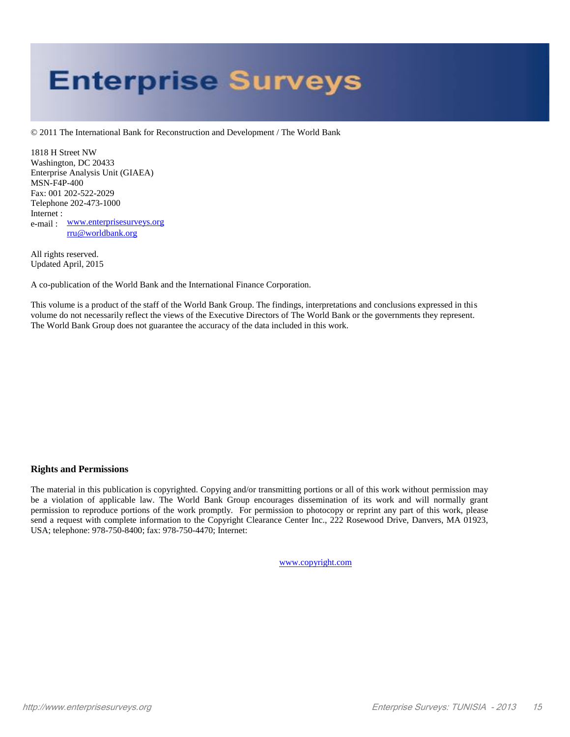# Enterprise Surveys

© 2011 The International Bank for Reconstruction and Development / The World Bank

1818 H Street NW
Washington, DC 20433
Enterprise Analysis Unit (GIAEA)
MSN-F4P-400
Fax: 001 202-522-2029
Telephone 202-473-1000
Internet :
e-mail : www.enterprisesurveys.org
rru@worldbank.org

All rights reserved.
Updated April, 2015

A co-publication of the World Bank and the International Finance Corporation.

This volume is a product of the staff of the World Bank Group. The findings, interpretations and conclusions expressed in this volume do not necessarily reflect the views of the Executive Directors of The World Bank or the governments they represent. The World Bank Group does not guarantee the accuracy of the data included in this work.

**Rights and Permissions**

The material in this publication is copyrighted. Copying and/or transmitting portions or all of this work without permission may be a violation of applicable law. The World Bank Group encourages dissemination of its work and will normally grant permission to reproduce portions of the work promptly. For permission to photocopy or reprint any part of this work, please send a request with complete information to the Copyright Clearance Center Inc., 222 Rosewood Drive, Danvers, MA 01923, USA; telephone: 978-750-8400; fax: 978-750-4470; Internet:

www.copyright.com